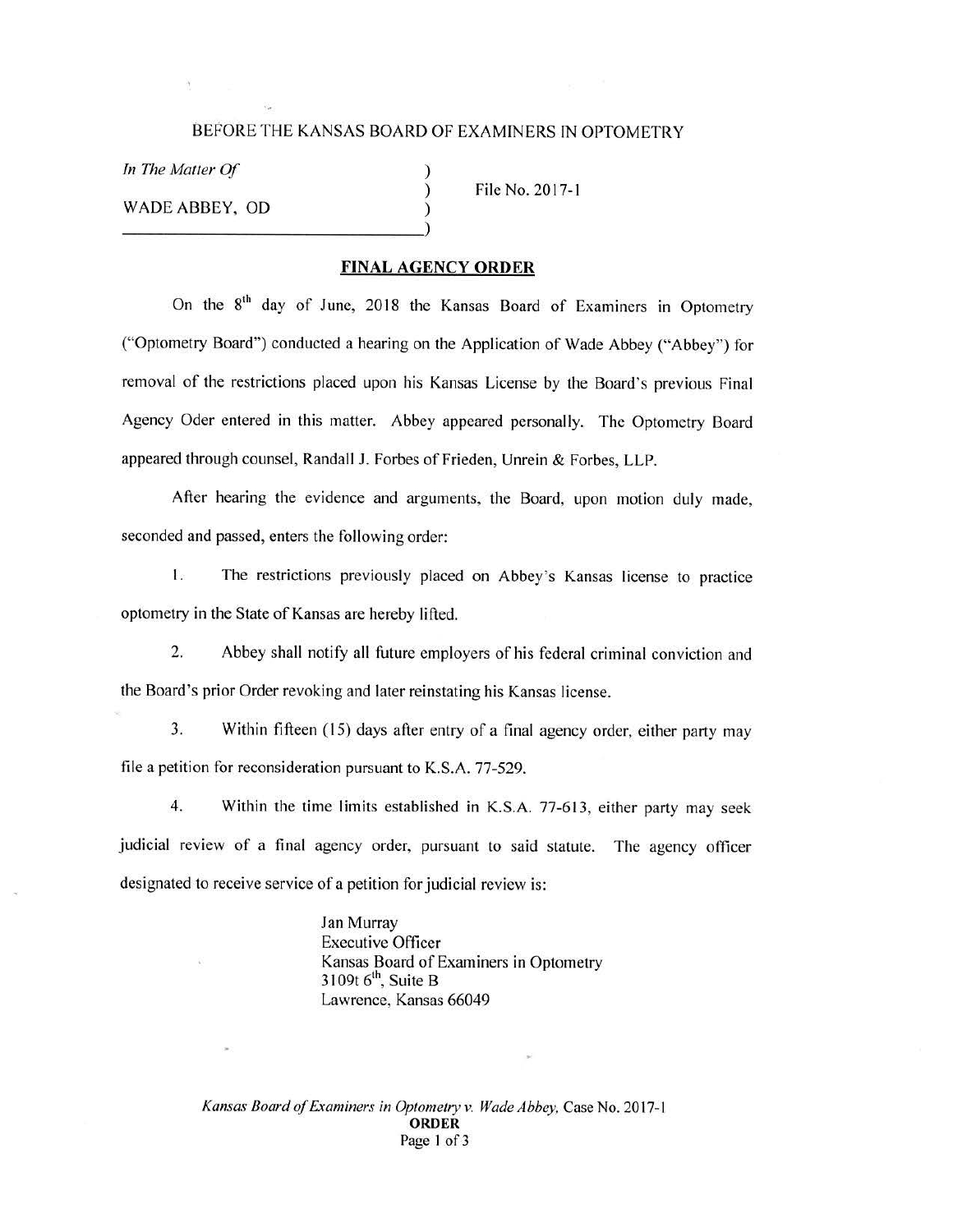BEFORE THE KANSAS BOARD OF EXAMINERS IN OPTOMETRY

*In The Matter Of*

WADE ABBEY, OD

File No. 2017-1

## FINAL AGENCY ORDER

On the 8th day of June, 2018 the Kansas Board of Examiners in Optometry ("Optometry Board") conducted a hearing on the Application of Wade Abbey ("Abbey") for removal of the restrictions placed upon his Kansas License by the Board's previous Final Agency Oder entered in this matter. Abbey appeared personally. The Optometry Board appeared through counsel, Randall J. Forbes of Frieden, Unrein & Forbes, LLP.

After hearing the evidence and arguments, the Board, upon motion duly made, seconded and passed, enters the following order:

1. The restrictions previously placed on Abbey's Kansas license to practice optometry in the State of Kansas are hereby lifted.

2. Abbey shall notify all future employers of his federal criminal conviction and the Board's prior Order revoking and later reinstating his Kansas license.

3. Within fifteen (15) days after entry of a final agency order, either party may file a petition for reconsideration pursuant to K.S.A. 77-529.

4. Within the time limits established in K.S.A. 77-613, either party may seek judicial review of a final agency order, pursuant to said statute. The agency officer designated to receive service of a petition for judicial review is:

Jan Murray
Executive Officer
Kansas Board of Examiners in Optometry
3109t 6th, Suite B
Lawrence, Kansas 66049

*Kansas Board of Examiners in Optometry v. Wade Abbey*, Case No. 2017-1
**ORDER**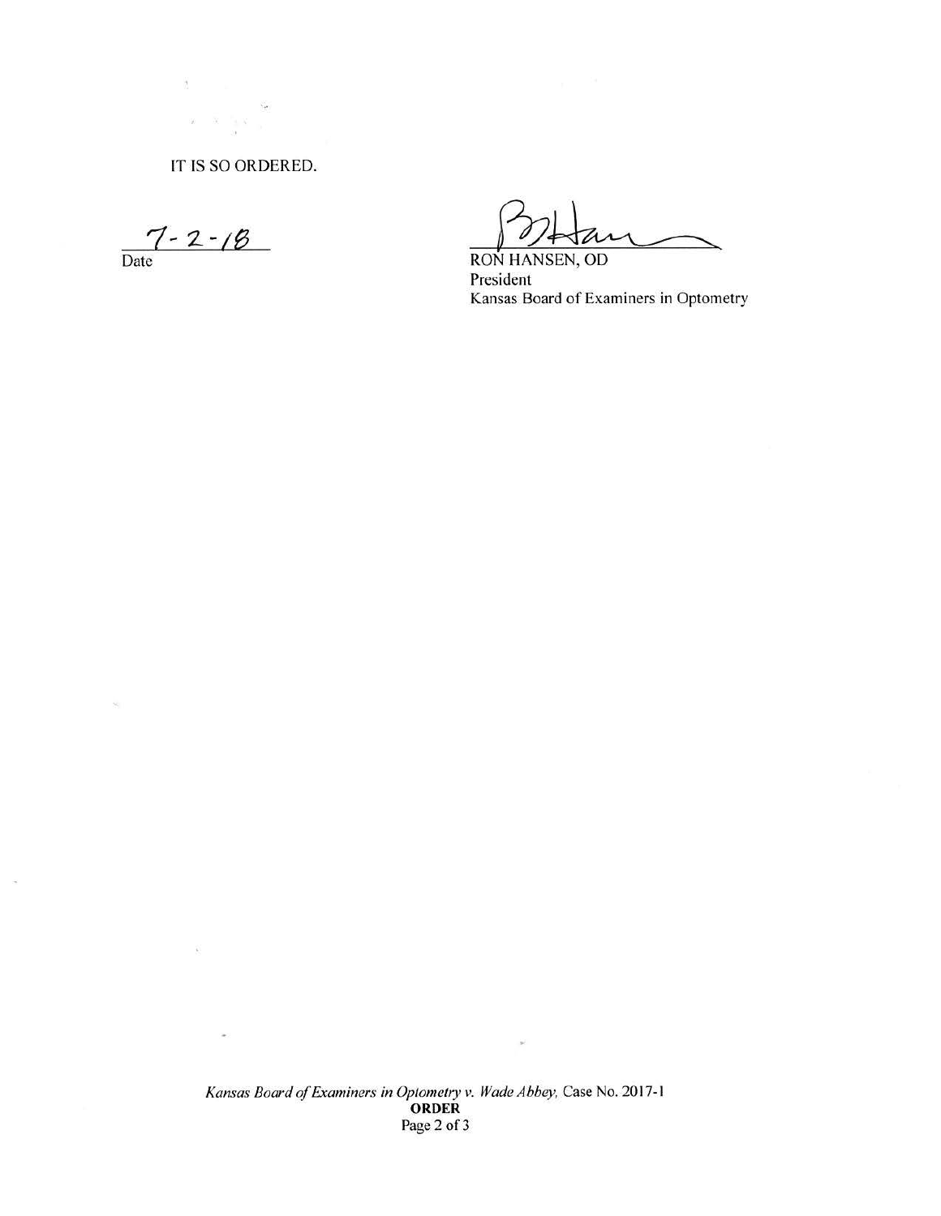IT IS SO ORDERED.

7-2-18

Date

RON HANSEN, OD

President

Kansas Board of Examiners in Optometry

*Kansas Board of Examiners in Optometry v. Wade Abbey*, Case No. 2017-1

**ORDER**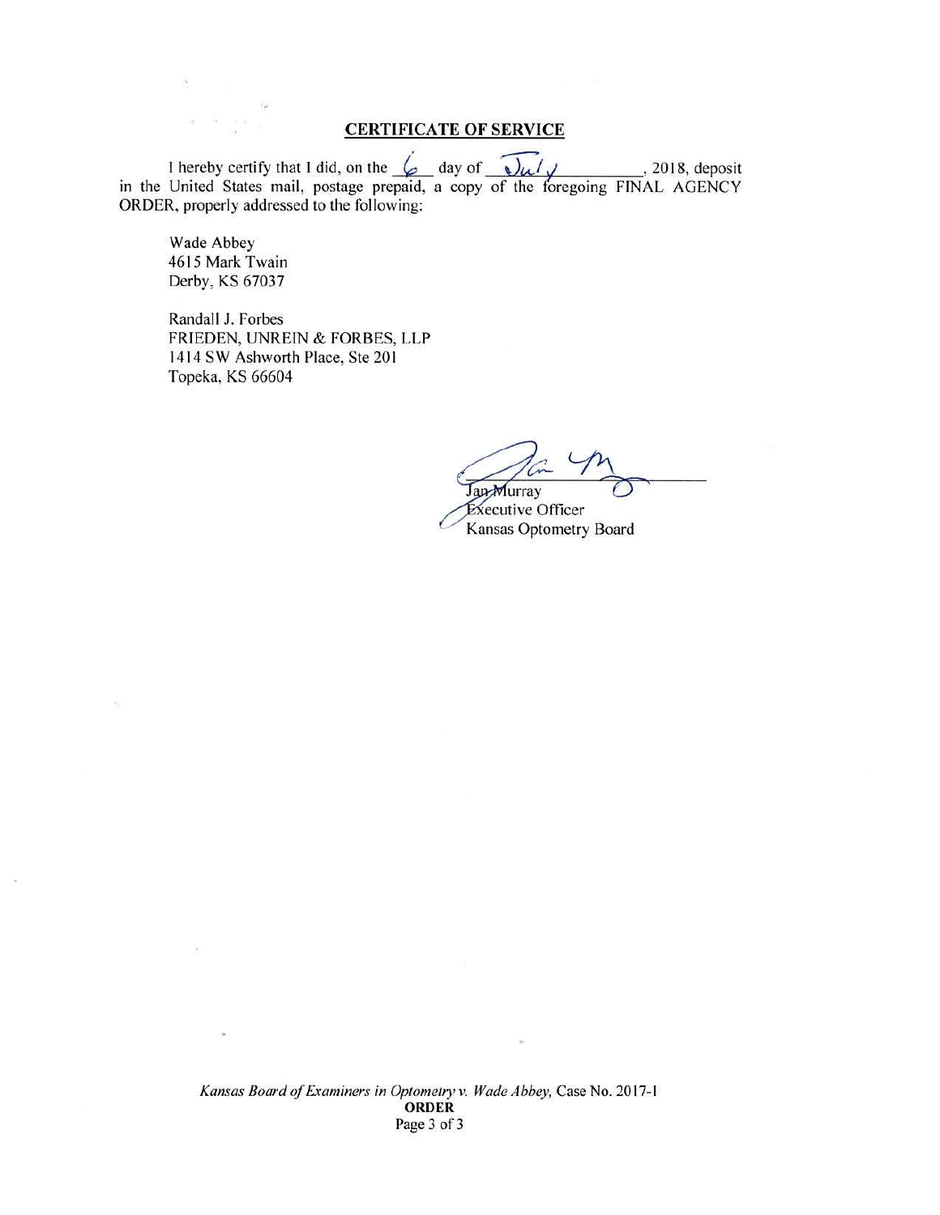## CERTIFICATE OF SERVICE

I hereby certify that I did, on the 6 day of July, 2018, deposit in the United States mail, postage prepaid, a copy of the foregoing FINAL AGENCY ORDER, properly addressed to the following:

Wade Abbey
4615 Mark Twain
Derby, KS 67037

Randall J. Forbes
FRIEDEN, UNREIN & FORBES, LLP
1414 SW Ashworth Place, Ste 201
Topeka, KS 66604

Jan Murray
Executive Officer
Kansas Optometry Board

*Kansas Board of Examiners in Optometry v. Wade Abbey,* Case No. 2017-1
**ORDER**